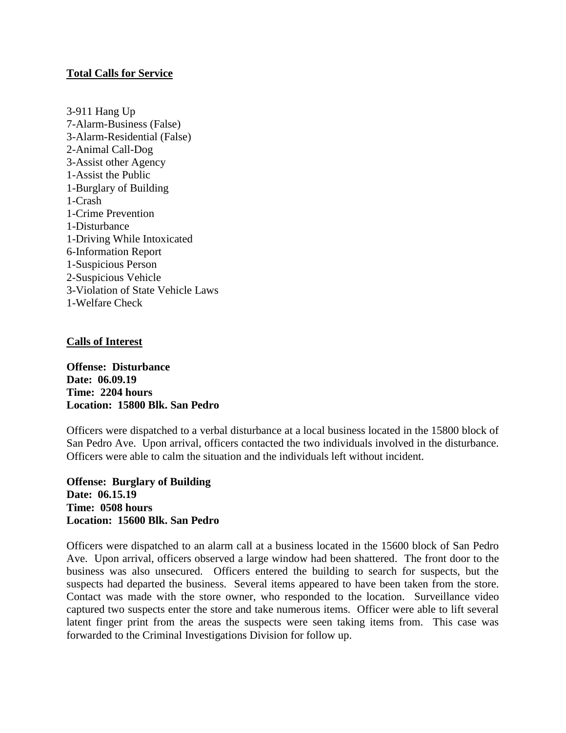**Total Calls for Service**

3-911 Hang Up
7-Alarm-Business (False)
3-Alarm-Residential (False)
2-Animal Call-Dog
3-Assist other Agency
1-Assist the Public
1-Burglary of Building
1-Crash
1-Crime Prevention
1-Disturbance
1-Driving While Intoxicated
6-Information Report
1-Suspicious Person
2-Suspicious Vehicle
3-Violation of State Vehicle Laws
1-Welfare Check

**Calls of Interest**

**Offense: Disturbance**
**Date: 06.09.19**
**Time: 2204 hours**
**Location: 15800 Blk. San Pedro**

Officers were dispatched to a verbal disturbance at a local business located in the 15800 block of San Pedro Ave. Upon arrival, officers contacted the two individuals involved in the disturbance. Officers were able to calm the situation and the individuals left without incident.

**Offense: Burglary of Building**
**Date: 06.15.19**
**Time: 0508 hours**
**Location: 15600 Blk. San Pedro**

Officers were dispatched to an alarm call at a business located in the 15600 block of San Pedro Ave. Upon arrival, officers observed a large window had been shattered. The front door to the business was also unsecured. Officers entered the building to search for suspects, but the suspects had departed the business. Several items appeared to have been taken from the store. Contact was made with the store owner, who responded to the location. Surveillance video captured two suspects enter the store and take numerous items. Officer were able to lift several latent finger print from the areas the suspects were seen taking items from. This case was forwarded to the Criminal Investigations Division for follow up.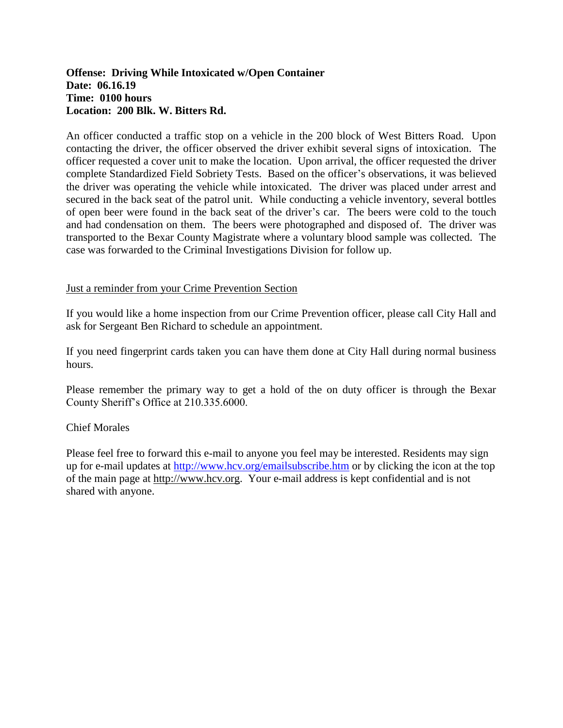**Offense: Driving While Intoxicated w/Open Container**
**Date: 06.16.19**
**Time: 0100 hours**
**Location: 200 Blk. W. Bitters Rd.**

An officer conducted a traffic stop on a vehicle in the 200 block of West Bitters Road. Upon contacting the driver, the officer observed the driver exhibit several signs of intoxication. The officer requested a cover unit to make the location. Upon arrival, the officer requested the driver complete Standardized Field Sobriety Tests. Based on the officer's observations, it was believed the driver was operating the vehicle while intoxicated. The driver was placed under arrest and secured in the back seat of the patrol unit. While conducting a vehicle inventory, several bottles of open beer were found in the back seat of the driver's car. The beers were cold to the touch and had condensation on them. The beers were photographed and disposed of. The driver was transported to the Bexar County Magistrate where a voluntary blood sample was collected. The case was forwarded to the Criminal Investigations Division for follow up.

Just a reminder from your Crime Prevention Section

If you would like a home inspection from our Crime Prevention officer, please call City Hall and ask for Sergeant Ben Richard to schedule an appointment.

If you need fingerprint cards taken you can have them done at City Hall during normal business hours.

Please remember the primary way to get a hold of the on duty officer is through the Bexar County Sheriff's Office at 210.335.6000.

Chief Morales

Please feel free to forward this e-mail to anyone you feel may be interested. Residents may sign up for e-mail updates at http://www.hcv.org/emailsubscribe.htm or by clicking the icon at the top of the main page at http://www.hcv.org. Your e-mail address is kept confidential and is not shared with anyone.